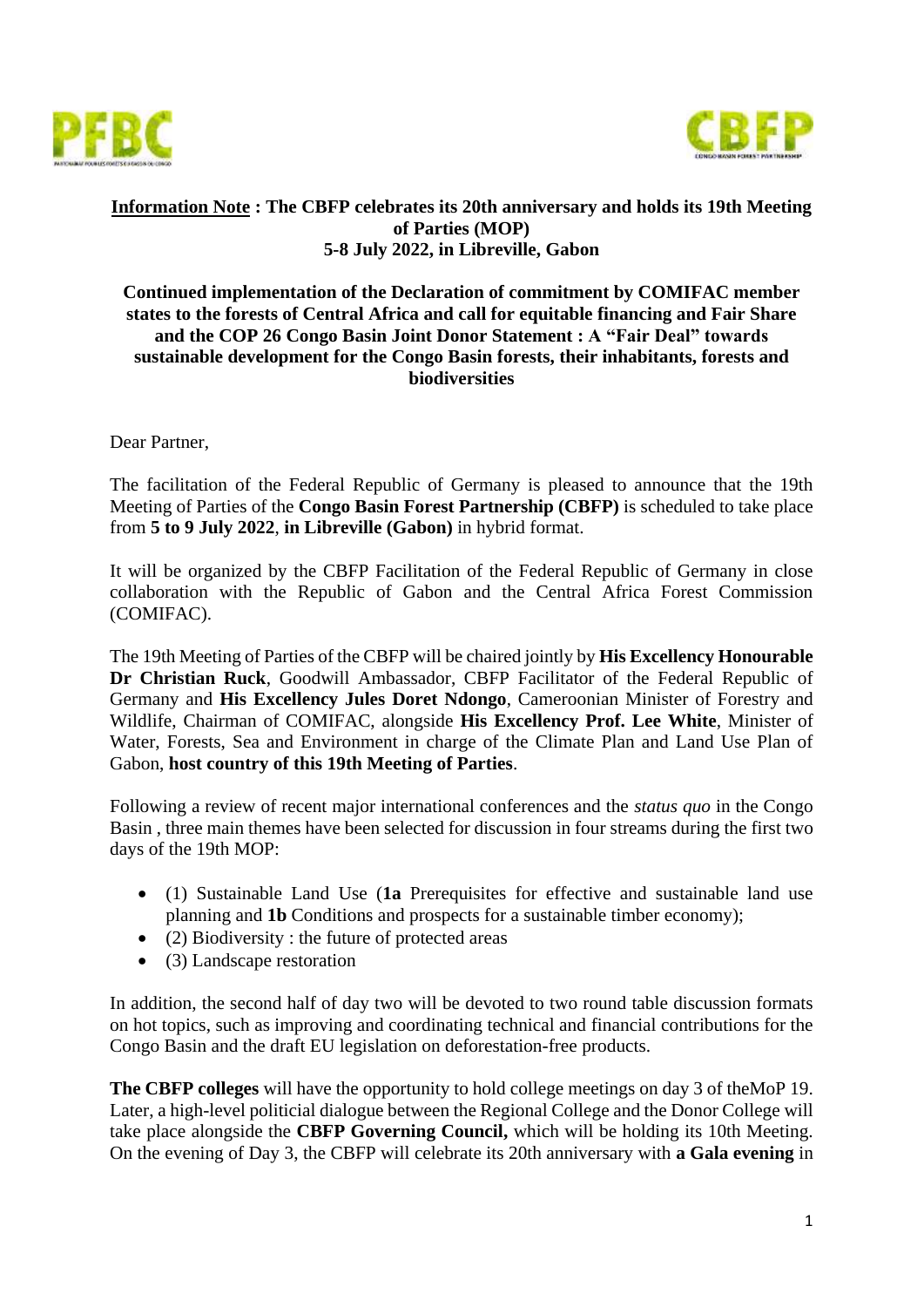**Information Note : The CBFP celebrates its 20th anniversary and holds its 19th Meeting of Parties (MOP) 5-8 July 2022, in Libreville, Gabon**

**Continued implementation of the Declaration of commitment by COMIFAC member states to the forests of Central Africa and call for equitable financing and Fair Share and the COP 26 Congo Basin Joint Donor Statement : A "Fair Deal" towards sustainable development for the Congo Basin forests, their inhabitants, forests and biodiversities**

Dear Partner,

The facilitation of the Federal Republic of Germany is pleased to announce that the 19th Meeting of Parties of the **Congo Basin Forest Partnership (CBFP)** is scheduled to take place from **5 to 9 July 2022**, **in Libreville (Gabon)** in hybrid format.

It will be organized by the CBFP Facilitation of the Federal Republic of Germany in close collaboration with the Republic of Gabon and the Central Africa Forest Commission (COMIFAC).

The 19th Meeting of Parties of the CBFP will be chaired jointly by **His Excellency Honourable Dr Christian Ruck**, Goodwill Ambassador, CBFP Facilitator of the Federal Republic of Germany and **His Excellency Jules Doret Ndongo**, Cameroonian Minister of Forestry and Wildlife, Chairman of COMIFAC, alongside **His Excellency Prof. Lee White**, Minister of Water, Forests, Sea and Environment in charge of the Climate Plan and Land Use Plan of Gabon, **host country of this 19th Meeting of Parties**.

Following a review of recent major international conferences and the *status quo* in the Congo Basin , three main themes have been selected for discussion in four streams during the first two days of the 19th MOP:

- (1) Sustainable Land Use (**1a** Prerequisites for effective and sustainable land use planning and **1b** Conditions and prospects for a sustainable timber economy);
- (2) Biodiversity : the future of protected areas
- (3) Landscape restoration

In addition, the second half of day two will be devoted to two round table discussion formats on hot topics, such as improving and coordinating technical and financial contributions for the Congo Basin and the draft EU legislation on deforestation-free products.

**The CBFP colleges** will have the opportunity to hold college meetings on day 3 of theMoP 19. Later, a high-level politicial dialogue between the Regional College and the Donor College will take place alongside the **CBFP Governing Council,** which will be holding its 10th Meeting. On the evening of Day 3, the CBFP will celebrate its 20th anniversary with **a Gala evening** in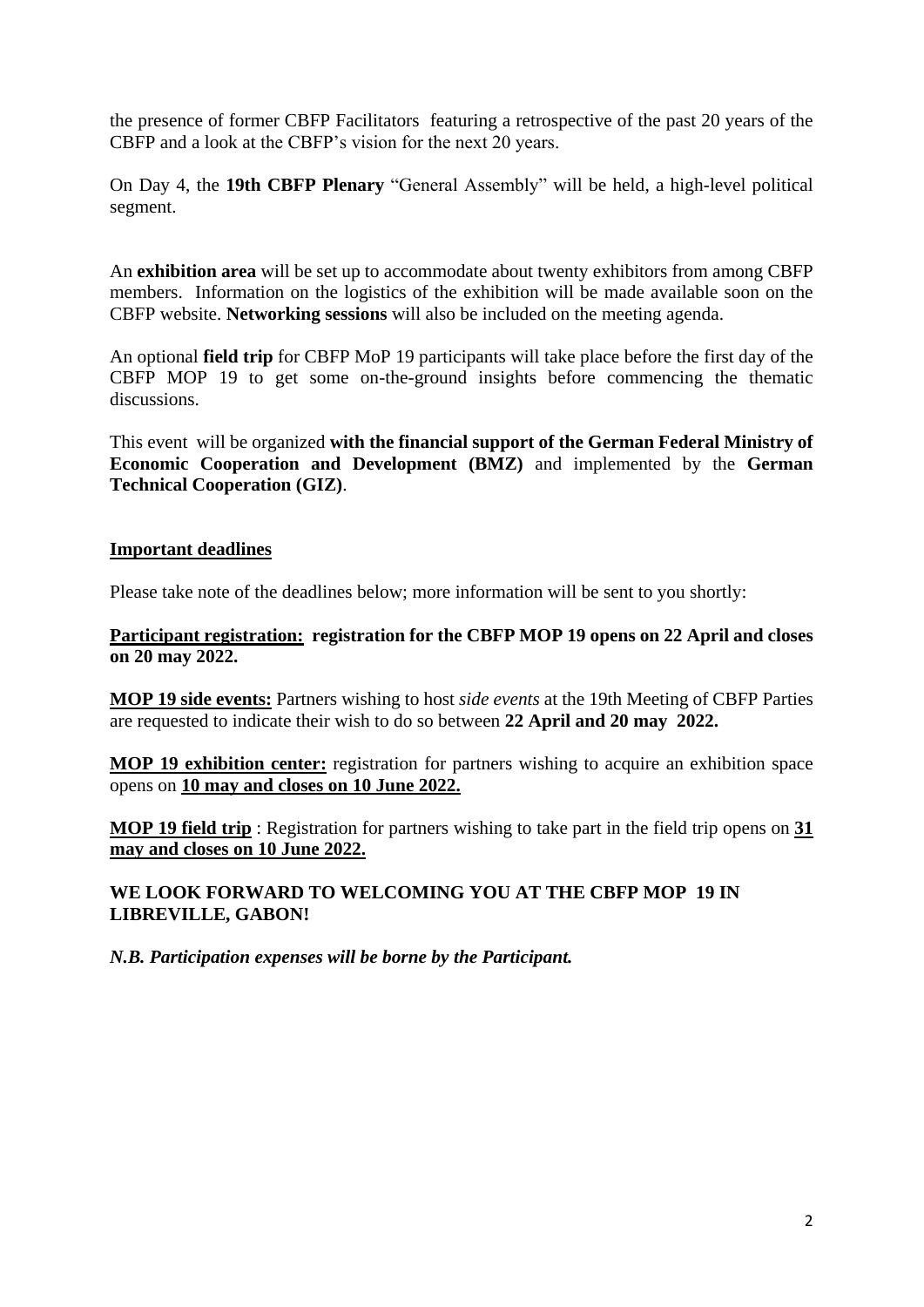the presence of former CBFP Facilitators featuring a retrospective of the past 20 years of the CBFP and a look at the CBFP's vision for the next 20 years.

On Day 4, the **19th CBFP Plenary** "General Assembly" will be held, a high-level political segment.

An **exhibition area** will be set up to accommodate about twenty exhibitors from among CBFP members. Information on the logistics of the exhibition will be made available soon on the CBFP website. **Networking sessions** will also be included on the meeting agenda.

An optional **field trip** for CBFP MoP 19 participants will take place before the first day of the CBFP MOP 19 to get some on-the-ground insights before commencing the thematic discussions.

This event will be organized **with the financial support of the German Federal Ministry of Economic Cooperation and Development (BMZ)** and implemented by the **German Technical Cooperation (GIZ)**.

**Important deadlines**

Please take note of the deadlines below; more information will be sent to you shortly:

**Participant registration: registration for the CBFP MOP 19 opens on 22 April and closes on 20 may 2022.**

**MOP 19 side events:** Partners wishing to host *side events* at the 19th Meeting of CBFP Parties are requested to indicate their wish to do so between **22 April and 20 may 2022.**

**MOP 19 exhibition center:** registration for partners wishing to acquire an exhibition space opens on **10 may and closes on 10 June 2022.**

**MOP 19 field trip** : Registration for partners wishing to take part in the field trip opens on **31 may and closes on 10 June 2022.**

**WE LOOK FORWARD TO WELCOMING YOU AT THE CBFP MOP 19 IN LIBREVILLE, GABON!**

***N.B. Participation expenses will be borne by the Participant.***